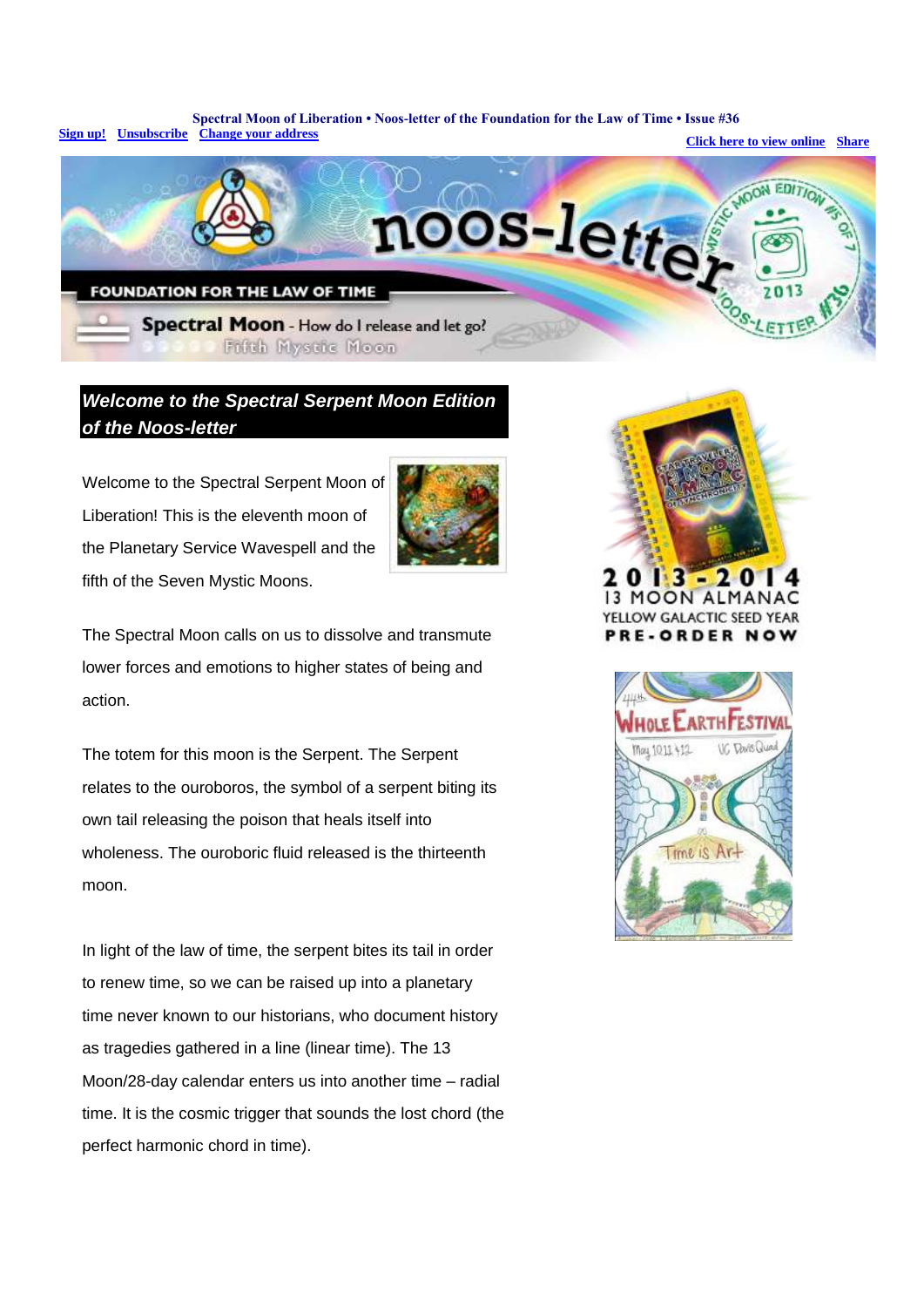**Spectral Moon of Liberation • Noos-letter of the Foundation for the Law of Time • Issue #36**

[Sign up!](#) [Unsubscribe](#) [Change your address](#) [Click here to view online](#) [Share](#)

## *Welcome to the Spectral Serpent Moon Edition of the Noos-letter*

Welcome to the Spectral Serpent Moon of Liberation! This is the eleventh moon of the Planetary Service Wavespell and the fifth of the Seven Mystic Moons.

The Spectral Moon calls on us to dissolve and transmute lower forces and emotions to higher states of being and action.

The totem for this moon is the Serpent. The Serpent relates to the ouroboros, the symbol of a serpent biting its own tail releasing the poison that heals itself into wholeness. The ouroboric fluid released is the thirteenth moon.

In light of the law of time, the serpent bites its tail in order to renew time, so we can be raised up into a planetary time never known to our historians, who document history as tragedies gathered in a line (linear time). The 13 Moon/28-day calendar enters us into another time – radial time. It is the cosmic trigger that sounds the lost chord (the perfect harmonic chord in time).

2013-2014
13 MOON ALMANAC
YELLOW GALACTIC SEED YEAR
PRE-ORDER NOW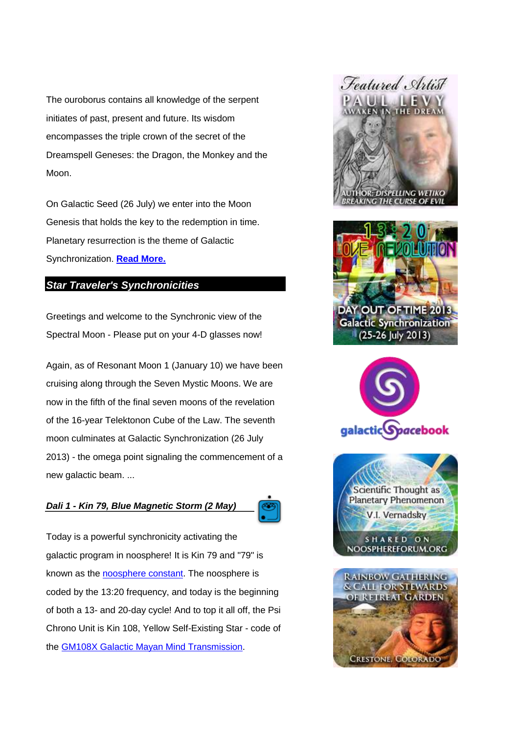The ouroborus contains all knowledge of the serpent initiates of past, present and future. Its wisdom encompasses the triple crown of the secret of the Dreamspell Geneses: the Dragon, the Monkey and the Moon.

On Galactic Seed (26 July) we enter into the Moon Genesis that holds the key to the redemption in time. Planetary resurrection is the theme of Galactic Synchronization. **Read More.**

## *Star Traveler's Synchronicities*

Greetings and welcome to the Synchronic view of the Spectral Moon - Please put on your 4-D glasses now!

Again, as of Resonant Moon 1 (January 10) we have been cruising along through the Seven Mystic Moons. We are now in the fifth of the final seven moons of the revelation of the 16-year Telektonon Cube of the Law. The seventh moon culminates at Galactic Synchronization (26 July 2013) - the omega point signaling the commencement of a new galactic beam. ...

### *Dali 1 - Kin 79, Blue Magnetic Storm (2 May)*

Today is a powerful synchronicity activating the galactic program in noosphere! It is Kin 79 and "79" is known as the noosphere constant. The noosphere is coded by the 13:20 frequency, and today is the beginning of both a 13- and 20-day cycle! And to top it all off, the Psi Chrono Unit is Kin 108, Yellow Self-Existing Star - code of the GM108X Galactic Mayan Mind Transmission.

Featured Artist PAUL LEVY AWAKEN IN THE DREAM AUTHOR: DISPELLING WETIKO BREAKING THE CURSE OF EVIL

13:20 LOVE REVOLUTION DAY OUT OF TIME 2013 Galactic Synchronization (25-26 July 2013)

galacticSpacebook

Scientific Thought as Planetary Phenomenon V.I. Vernadsky SHARED ON NOOSPHEREFORUM.ORG

RAINBOW GATHERING & CALL FOR STEWARDS OF RETREAT GARDEN CRESTONE, COLORADO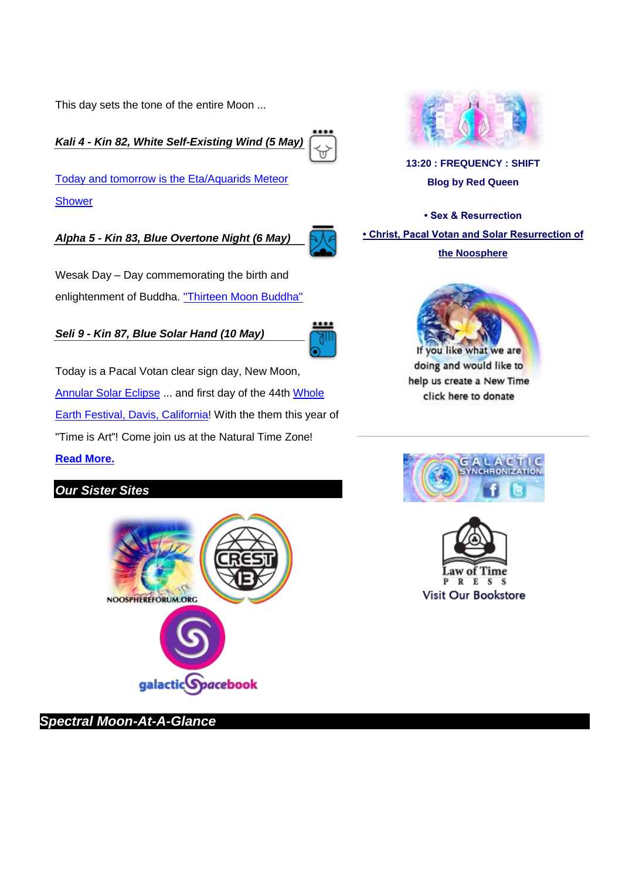This day sets the tone of the entire Moon ...

***Kali 4 - Kin 82, White Self-Existing Wind (5 May)***

Today and tomorrow is the Eta/Aquarids Meteor Shower

***Alpha 5 - Kin 83, Blue Overtone Night (6 May)***

Wesak Day – Day commemorating the birth and enlightenment of Buddha. "Thirteen Moon Buddha"

***Seli 9 - Kin 87, Blue Solar Hand (10 May)***

Today is a Pacal Votan clear sign day, New Moon, Annular Solar Eclipse ... and first day of the 44th Whole Earth Festival, Davis, California! With the them this year of "Time is Art"! Come join us at the Natural Time Zone!

**Read More.**

## *Our Sister Sites*

NOOSPHEREFORUM.ORG

CREST 13

galacticSpacebook

**13:20 : FREQUENCY : SHIFT**

**Blog by Red Queen**

**• Sex & Resurrection**

**• Christ, Pacal Votan and Solar Resurrection of the Noosphere**

If you like what we are doing and would like to help us create a New Time click here to donate

GALACTIC SYNCHRONIZATION

Law of Time PRESS

Visit Our Bookstore

## *Spectral Moon-At-A-Glance*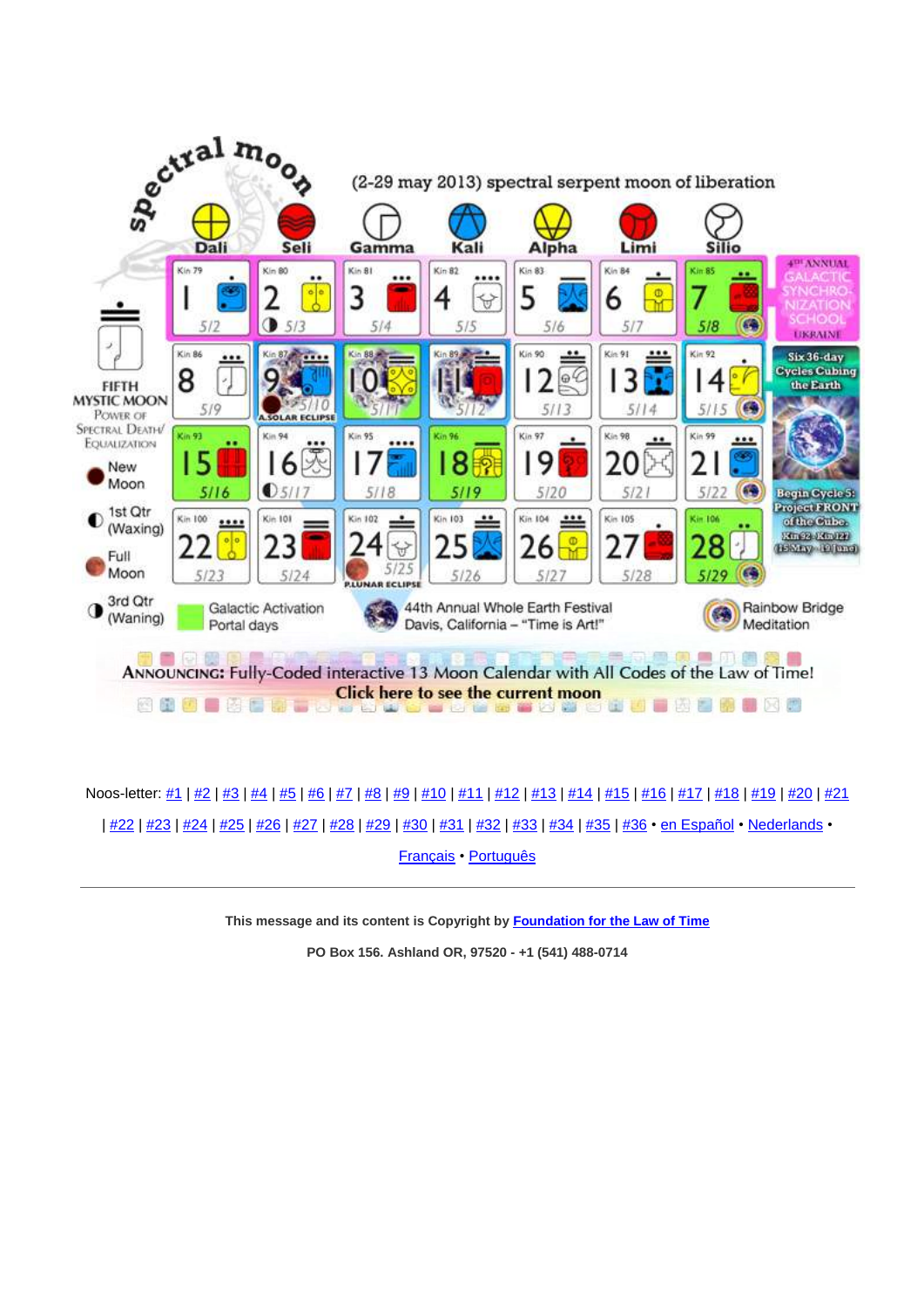spectral moon

(2-29 may 2013) spectral serpent moon of liberation

| Dali | Seli | Gamma | Kali | Alpha | Limi | Silio |
|---|---|---|---|---|---|---|
| Kin 79 1 5/2 | Kin 80 2 5/3 | Kin 81 3 5/4 | Kin 82 4 5/5 | Kin 83 5 5/6 | Kin 84 6 5/7 | Kin 85 7 5/8 |
| Kin 86 8 5/9 | Kin 87 9 5/10 A.SOLAR ECLIPSE | Kin 88 10 5/11 | Kin 89 11 5/12 | Kin 90 12 5/13 | Kin 91 13 5/14 | Kin 92 14 5/15 |
| Kin 93 15 5/16 | Kin 94 16 5/17 | Kin 95 17 5/18 | Kin 96 18 5/19 | Kin 97 19 5/20 | Kin 98 20 5/21 | Kin 99 21 5/22 |
| Kin 100 22 5/23 | Kin 101 23 5/24 | Kin 102 24 5/25 P.LUNAR ECLIPSE | Kin 103 25 5/26 | Kin 104 26 5/27 | Kin 105 27 5/28 | Kin 106 28 5/29 |

4TH ANNUAL GALACTIC SYNCHRONIZATION SCHOOL UKRAINE

Six 36-day Cycles Cubing the Earth

Begin Cycle 5: Project FRONT of the Cube Kin 92 - Kin 127 (15 May - 19 June)

FIFTH MYSTIC MOON
Power of Spectral Death/ Equalization

New Moon

1st Qtr (Waxing)

Full Moon

3rd Qtr (Waning)

Galactic Activation Portal days

44th Annual Whole Earth Festival Davis, California – "Time is Art!"

Rainbow Bridge Meditation

**Announcing:** Fully-Coded interactive 13 Moon Calendar with All Codes of the Law of Time!
**Click here to see the current moon**

Noos-letter: #1 | #2 | #3 | #4 | #5 | #6 | #7 | #8 | #9 | #10 | #11 | #12 | #13 | #14 | #15 | #16 | #17 | #18 | #19 | #20 | #21 | #22 | #23 | #24 | #25 | #26 | #27 | #28 | #29 | #30 | #31 | #32 | #33 | #34 | #35 | #36 • en Español • Nederlands • Français • Português

---

**This message and its content is Copyright by Foundation for the Law of Time**

**PO Box 156. Ashland OR, 97520 - +1 (541) 488-0714**